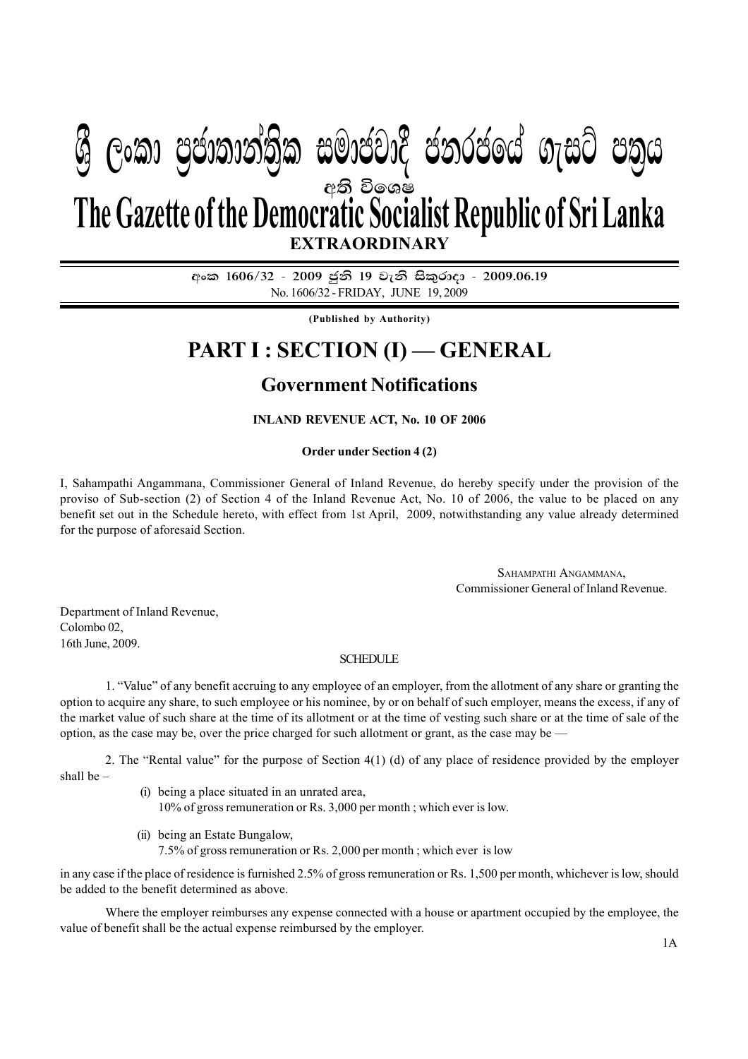# ශ්‍රී ලංකා ප්‍රජාතාන්ත්‍රික සමාජවාදී ජනරජයේ ගැසට් පත්‍රය

අති විශෙෂ

# The Gazette of the Democratic Socialist Republic of Sri Lanka

**EXTRAORDINARY**

අංක 1606/32 - 2009 ජුනි 19 වැනි සිකුරාදා - 2009.06.19

No. 1606/32 - FRIDAY, JUNE 19, 2009

**(Published by Authority)**

# PART I : SECTION (I) — GENERAL

## Government Notifications

**INLAND REVENUE ACT, No. 10 OF 2006**

**Order under Section 4 (2)**

I, Sahampathi Angammana, Commissioner General of Inland Revenue, do hereby specify under the provision of the proviso of Sub-section (2) of Section 4 of the Inland Revenue Act, No. 10 of 2006, the value to be placed on any benefit set out in the Schedule hereto, with effect from 1st April, 2009, notwithstanding any value already determined for the purpose of aforesaid Section.

SAHAMPATHI ANGAMMANA,
Commissioner General of Inland Revenue.

Department of Inland Revenue,
Colombo 02,
16th June, 2009.

SCHEDULE

1. "Value" of any benefit accruing to any employee of an employer, from the allotment of any share or granting the option to acquire any share, to such employee or his nominee, by or on behalf of such employer, means the excess, if any of the market value of such share at the time of its allotment or at the time of vesting such share or at the time of sale of the option, as the case may be, over the price charged for such allotment or grant, as the case may be —

2. The "Rental value" for the purpose of Section 4(1) (d) of any place of residence provided by the employer shall be –

(i) being a place situated in an unrated area,
10% of gross remuneration or Rs. 3,000 per month ; which ever is low.

(ii) being an Estate Bungalow,
7.5% of gross remuneration or Rs. 2,000 per month ; which ever is low

in any case if the place of residence is furnished 2.5% of gross remuneration or Rs. 1,500 per month, whichever is low, should be added to the benefit determined as above.

Where the employer reimburses any expense connected with a house or apartment occupied by the employee, the value of benefit shall be the actual expense reimbursed by the employer.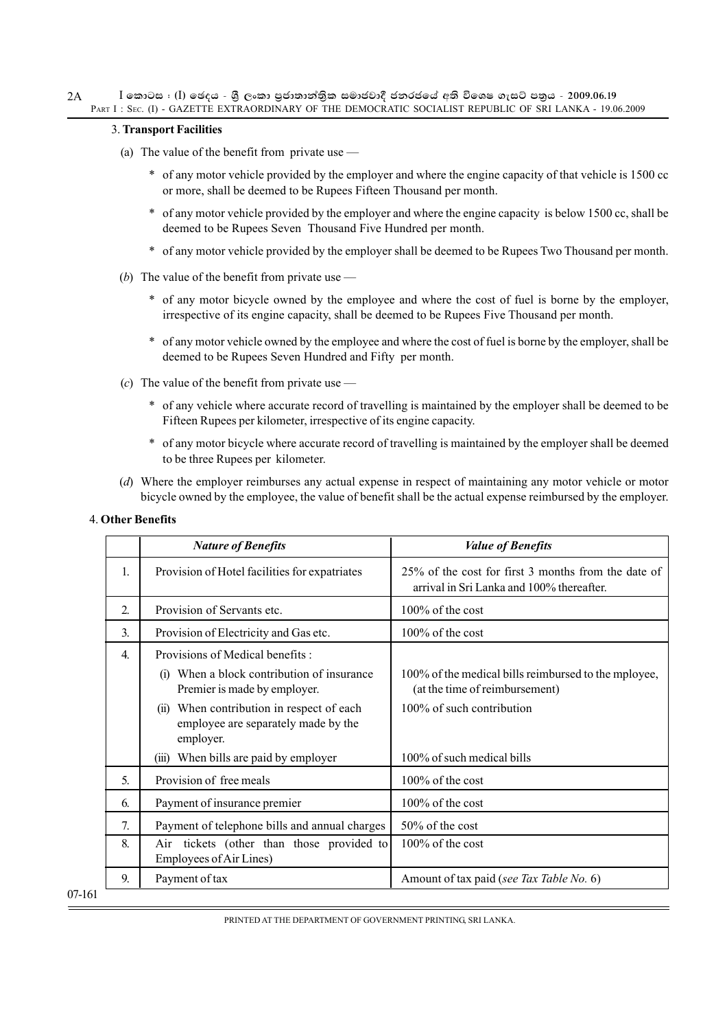3. **Transport Facilities**

(a) The value of the benefit from private use —

* of any motor vehicle provided by the employer and where the engine capacity of that vehicle is 1500 cc or more, shall be deemed to be Rupees Fifteen Thousand per month.
* of any motor vehicle provided by the employer and where the engine capacity is below 1500 cc, shall be deemed to be Rupees Seven Thousand Five Hundred per month.
* of any motor vehicle provided by the employer shall be deemed to be Rupees Two Thousand per month.

(*b*) The value of the benefit from private use —

* of any motor bicycle owned by the employee and where the cost of fuel is borne by the employer, irrespective of its engine capacity, shall be deemed to be Rupees Five Thousand per month.
* of any motor vehicle owned by the employee and where the cost of fuel is borne by the employer, shall be deemed to be Rupees Seven Hundred and Fifty per month.

(*c*) The value of the benefit from private use —

* of any vehicle where accurate record of travelling is maintained by the employer shall be deemed to be Fifteen Rupees per kilometer, irrespective of its engine capacity.
* of any motor bicycle where accurate record of travelling is maintained by the employer shall be deemed to be three Rupees per kilometer.

(*d*) Where the employer reimburses any actual expense in respect of maintaining any motor vehicle or motor bicycle owned by the employee, the value of benefit shall be the actual expense reimbursed by the employer.

4. **Other Benefits**

| | ***Nature of Benefits*** | ***Value of Benefits*** |
|---|---|---|
| 1. | Provision of Hotel facilities for expatriates | 25% of the cost for first 3 months from the date of arrival in Sri Lanka and 100% thereafter. |
| 2. | Provision of Servants etc. | 100% of the cost |
| 3. | Provision of Electricity and Gas etc. | 100% of the cost |
| 4. | Provisions of Medical benefits : | |
| | (i) When a block contribution of insurance Premier is made by employer. | 100% of the medical bills reimbursed to the mployee, (at the time of reimbursement) |
| | (ii) When contribution in respect of each employee are separately made by the employer. | 100% of such contribution |
| | (iii) When bills are paid by employer | 100% of such medical bills |
| 5. | Provision of free meals | 100% of the cost |
| 6. | Payment of insurance premier | 100% of the cost |
| 7. | Payment of telephone bills and annual charges | 50% of the cost |
| 8. | Air tickets (other than those provided to Employees of Air Lines) | 100% of the cost |
| 9. | Payment of tax | Amount of tax paid (*see Tax Table No.* 6) |

07-161

PRINTED AT THE DEPARTMENT OF GOVERNMENT PRINTING, SRI LANKA.